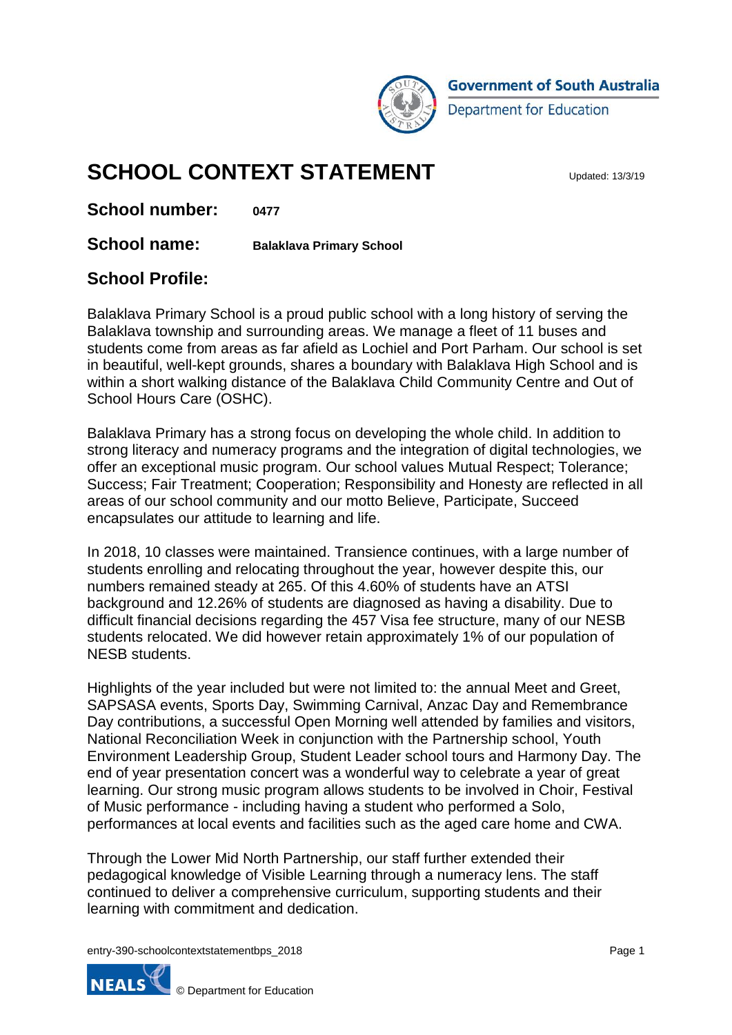Government of South Australia
Department for Education

# SCHOOL CONTEXT STATEMENT

Updated: 13/3/19

**School number:** **0477**

**School name:** **Balaklava Primary School**

## School Profile:

Balaklava Primary School is a proud public school with a long history of serving the Balaklava township and surrounding areas. We manage a fleet of 11 buses and students come from areas as far afield as Lochiel and Port Parham. Our school is set in beautiful, well-kept grounds, shares a boundary with Balaklava High School and is within a short walking distance of the Balaklava Child Community Centre and Out of School Hours Care (OSHC).

Balaklava Primary has a strong focus on developing the whole child. In addition to strong literacy and numeracy programs and the integration of digital technologies, we offer an exceptional music program. Our school values Mutual Respect; Tolerance; Success; Fair Treatment; Cooperation; Responsibility and Honesty are reflected in all areas of our school community and our motto Believe, Participate, Succeed encapsulates our attitude to learning and life.

In 2018, 10 classes were maintained. Transience continues, with a large number of students enrolling and relocating throughout the year, however despite this, our numbers remained steady at 265. Of this 4.60% of students have an ATSI background and 12.26% of students are diagnosed as having a disability. Due to difficult financial decisions regarding the 457 Visa fee structure, many of our NESB students relocated. We did however retain approximately 1% of our population of NESB students.

Highlights of the year included but were not limited to: the annual Meet and Greet, SAPSASA events, Sports Day, Swimming Carnival, Anzac Day and Remembrance Day contributions, a successful Open Morning well attended by families and visitors, National Reconciliation Week in conjunction with the Partnership school, Youth Environment Leadership Group, Student Leader school tours and Harmony Day. The end of year presentation concert was a wonderful way to celebrate a year of great learning. Our strong music program allows students to be involved in Choir, Festival of Music performance - including having a student who performed a Solo, performances at local events and facilities such as the aged care home and CWA.

Through the Lower Mid North Partnership, our staff further extended their pedagogical knowledge of Visible Learning through a numeracy lens. The staff continued to deliver a comprehensive curriculum, supporting students and their learning with commitment and dedication.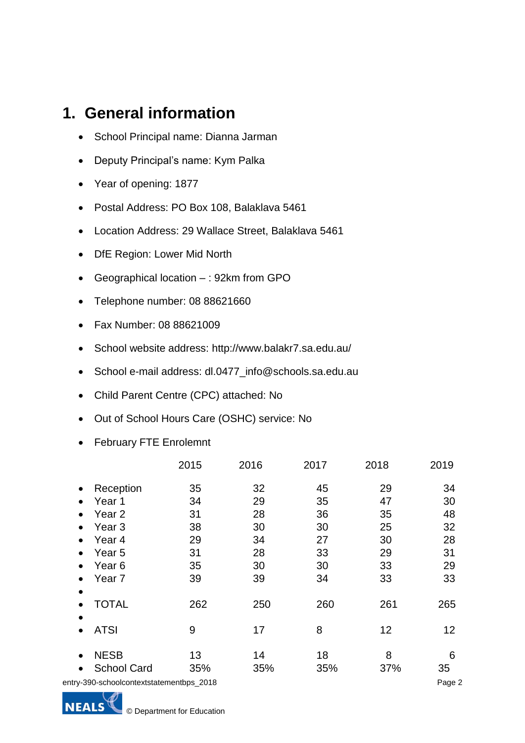# 1. General information

- School Principal name: Dianna Jarman
- Deputy Principal's name: Kym Palka
- Year of opening: 1877
- Postal Address: PO Box 108, Balaklava 5461
- Location Address: 29 Wallace Street, Balaklava 5461
- DfE Region: Lower Mid North
- Geographical location – : 92km from GPO
- Telephone number: 08 88621660
- Fax Number: 08 88621009
- School website address: http://www.balakr7.sa.edu.au/
- School e-mail address: dl.0477_info@schools.sa.edu.au
- Child Parent Centre (CPC) attached: No
- Out of School Hours Care (OSHC) service: No
- February FTE Enrolemnt

| | 2015 | 2016 | 2017 | 2018 | 2019 |
|---|---|---|---|---|---|
| Reception | 35 | 32 | 45 | 29 | 34 |
| Year 1 | 34 | 29 | 35 | 47 | 30 |
| Year 2 | 31 | 28 | 36 | 35 | 48 |
| Year 3 | 38 | 30 | 30 | 25 | 32 |
| Year 4 | 29 | 34 | 27 | 30 | 28 |
| Year 5 | 31 | 28 | 33 | 29 | 31 |
| Year 6 | 35 | 30 | 30 | 33 | 29 |
| Year 7 | 39 | 39 | 34 | 33 | 33 |
| | | | | | |
| TOTAL | 262 | 250 | 260 | 261 | 265 |
| | | | | | |
| ATSI | 9 | 17 | 8 | 12 | 12 |
| NESB | 13 | 14 | 18 | 8 | 6 |
| School Card | 35% | 35% | 35% | 37% | 35 |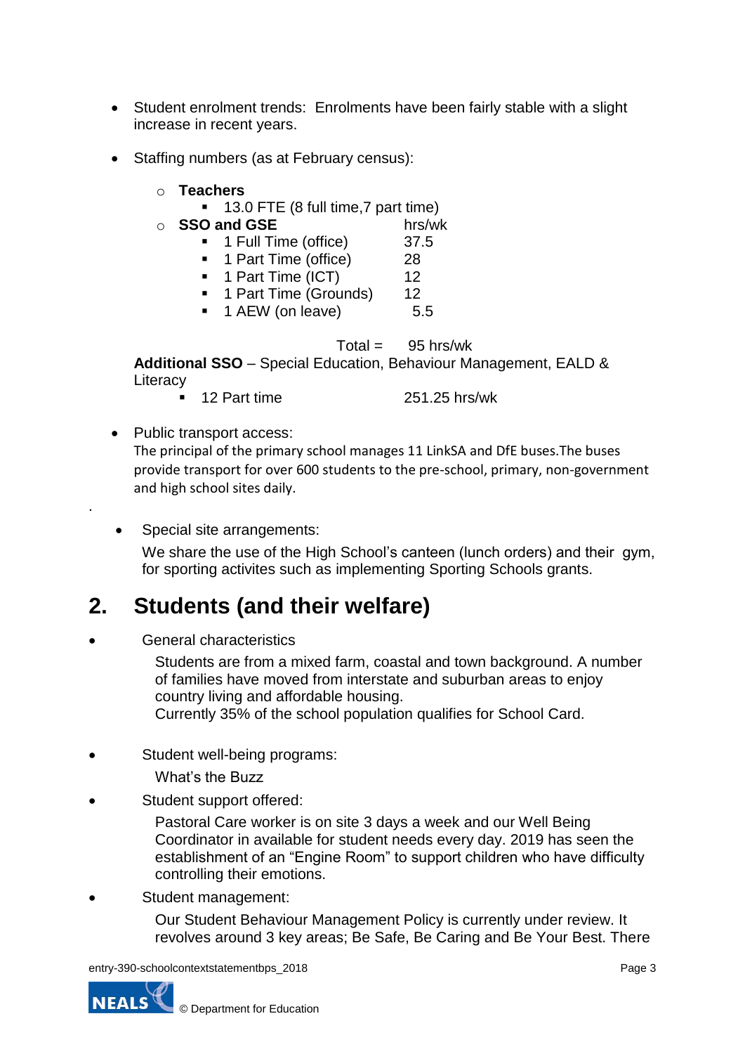- Student enrolment trends: Enrolments have been fairly stable with a slight increase in recent years.

- Staffing numbers (as at February census):

  - **Teachers**
    - 13.0 FTE (8 full time,7 part time)
  - **SSO and GSE** hrs/wk
    - 1 Full Time (office) 37.5
    - 1 Part Time (office) 28
    - 1 Part Time (ICT) 12
    - 1 Part Time (Grounds) 12
    - 1 AEW (on leave) 5.5

  Total = 95 hrs/wk

  **Additional SSO** – Special Education, Behaviour Management, EALD & Literacy
    - 12 Part time 251.25 hrs/wk

- Public transport access:
  The principal of the primary school manages 11 LinkSA and DfE buses.The buses provide transport for over 600 students to the pre-school, primary, non-government and high school sites daily.

.

- Special site arrangements:
  We share the use of the High School's canteen (lunch orders) and their gym, for sporting activites such as implementing Sporting Schools grants.

## 2. Students (and their welfare)

- General characteristics

  Students are from a mixed farm, coastal and town background. A number of families have moved from interstate and suburban areas to enjoy country living and affordable housing.
  Currently 35% of the school population qualifies for School Card.

- Student well-being programs:

  What's the Buzz

- Student support offered:

  Pastoral Care worker is on site 3 days a week and our Well Being Coordinator in available for student needs every day. 2019 has seen the establishment of an "Engine Room" to support children who have difficulty controlling their emotions.

- Student management:

  Our Student Behaviour Management Policy is currently under review. It revolves around 3 key areas; Be Safe, Be Caring and Be Your Best. There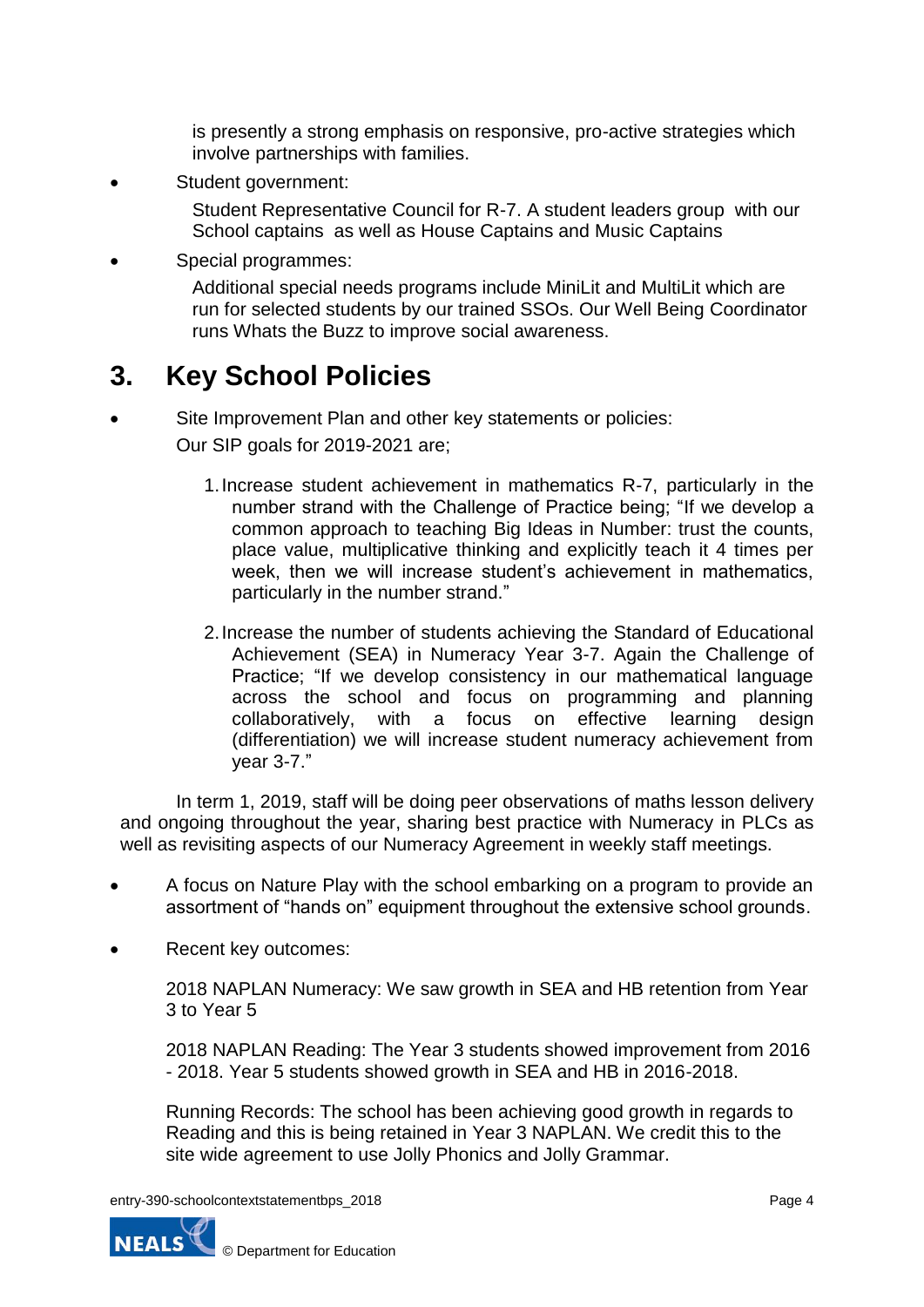is presently a strong emphasis on responsive, pro-active strategies which involve partnerships with families.

- Student government:

  Student Representative Council for R-7. A student leaders group with our School captains as well as House Captains and Music Captains

- Special programmes:

  Additional special needs programs include MiniLit and MultiLit which are run for selected students by our trained SSOs. Our Well Being Coordinator runs Whats the Buzz to improve social awareness.

## 3. Key School Policies

- Site Improvement Plan and other key statements or policies:

  Our SIP goals for 2019-2021 are;

  1. Increase student achievement in mathematics R-7, particularly in the number strand with the Challenge of Practice being; "If we develop a common approach to teaching Big Ideas in Number: trust the counts, place value, multiplicative thinking and explicitly teach it 4 times per week, then we will increase student's achievement in mathematics, particularly in the number strand."

  2. Increase the number of students achieving the Standard of Educational Achievement (SEA) in Numeracy Year 3-7. Again the Challenge of Practice; "If we develop consistency in our mathematical language across the school and focus on programming and planning collaboratively, with a focus on effective learning design (differentiation) we will increase student numeracy achievement from year 3-7."

In term 1, 2019, staff will be doing peer observations of maths lesson delivery and ongoing throughout the year, sharing best practice with Numeracy in PLCs as well as revisiting aspects of our Numeracy Agreement in weekly staff meetings.

- A focus on Nature Play with the school embarking on a program to provide an assortment of "hands on" equipment throughout the extensive school grounds.

- Recent key outcomes:

  2018 NAPLAN Numeracy: We saw growth in SEA and HB retention from Year 3 to Year 5

  2018 NAPLAN Reading: The Year 3 students showed improvement from 2016 - 2018. Year 5 students showed growth in SEA and HB in 2016-2018.

  Running Records: The school has been achieving good growth in regards to Reading and this is being retained in Year 3 NAPLAN. We credit this to the site wide agreement to use Jolly Phonics and Jolly Grammar.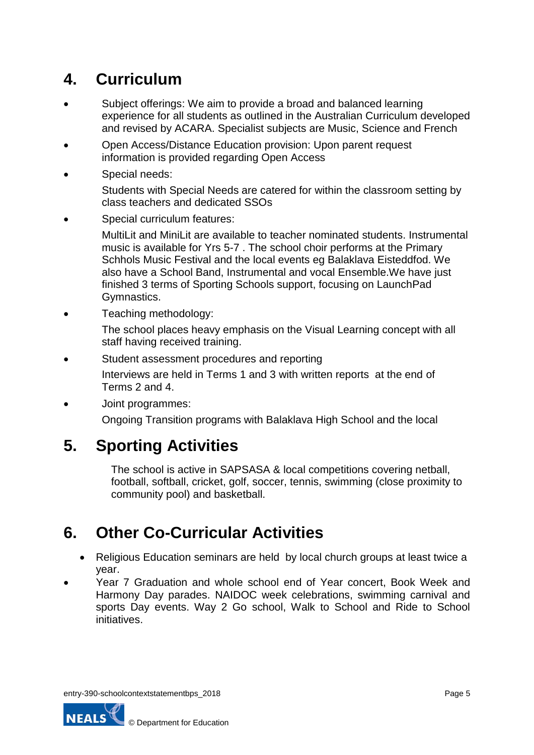## 4. Curriculum

- Subject offerings: We aim to provide a broad and balanced learning experience for all students as outlined in the Australian Curriculum developed and revised by ACARA. Specialist subjects are Music, Science and French
- Open Access/Distance Education provision: Upon parent request information is provided regarding Open Access
- Special needs:

  Students with Special Needs are catered for within the classroom setting by class teachers and dedicated SSOs
- Special curriculum features:

  MultiLit and MiniLit are available to teacher nominated students. Instrumental music is available for Yrs 5-7 . The school choir performs at the Primary Schhols Music Festival and the local events eg Balaklava Eisteddfod. We also have a School Band, Instrumental and vocal Ensemble.We have just finished 3 terms of Sporting Schools support, focusing on LaunchPad Gymnastics.
- Teaching methodology:

  The school places heavy emphasis on the Visual Learning concept with all staff having received training.
- Student assessment procedures and reporting

  Interviews are held in Terms 1 and 3 with written reports at the end of Terms 2 and 4.
- Joint programmes:

  Ongoing Transition programs with Balaklava High School and the local

## 5. Sporting Activities

The school is active in SAPSASA & local competitions covering netball, football, softball, cricket, golf, soccer, tennis, swimming (close proximity to community pool) and basketball.

## 6. Other Co-Curricular Activities

- Religious Education seminars are held by local church groups at least twice a year.
- Year 7 Graduation and whole school end of Year concert, Book Week and Harmony Day parades. NAIDOC week celebrations, swimming carnival and sports Day events. Way 2 Go school, Walk to School and Ride to School initiatives.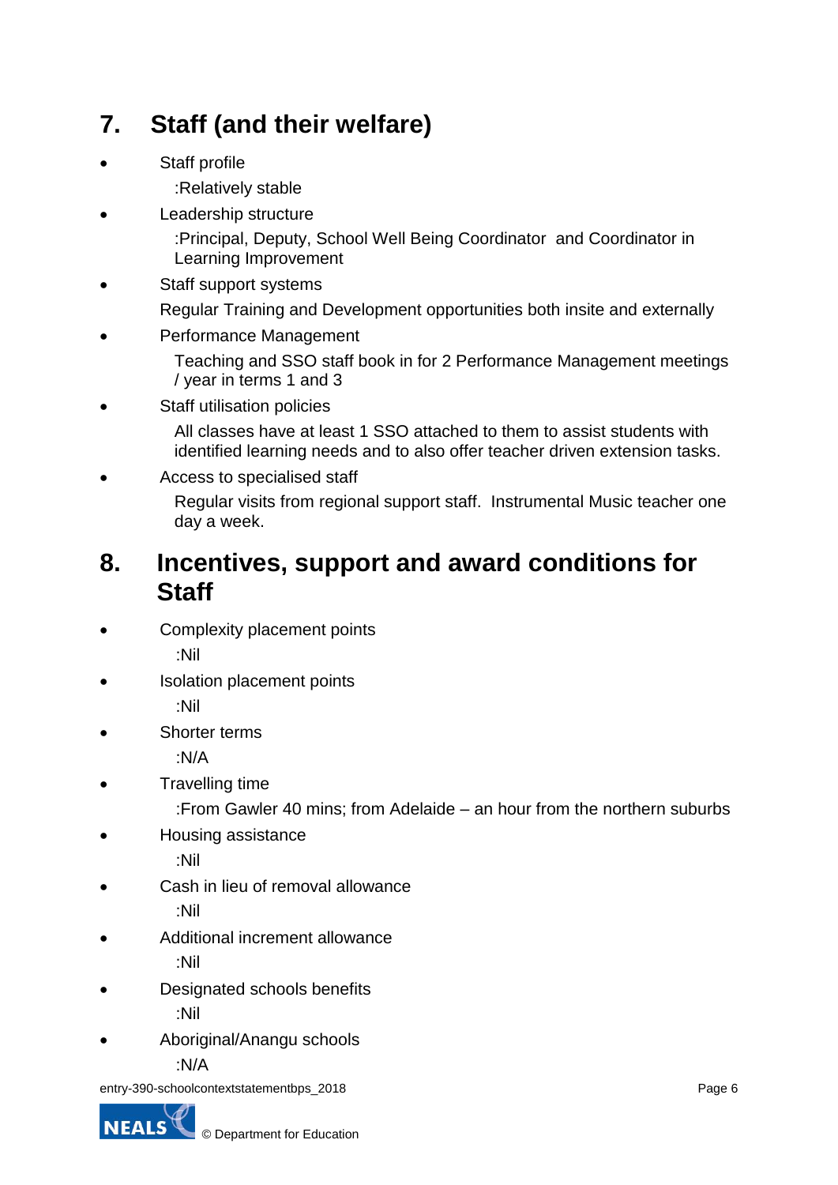## 7. Staff (and their welfare)

- Staff profile

  :Relatively stable
- Leadership structure

  :Principal, Deputy, School Well Being Coordinator and Coordinator in Learning Improvement
- Staff support systems

  Regular Training and Development opportunities both insite and externally
- Performance Management

  Teaching and SSO staff book in for 2 Performance Management meetings / year in terms 1 and 3
- Staff utilisation policies

  All classes have at least 1 SSO attached to them to assist students with identified learning needs and to also offer teacher driven extension tasks.
- Access to specialised staff

  Regular visits from regional support staff. Instrumental Music teacher one day a week.

## 8. Incentives, support and award conditions for Staff

- Complexity placement points

  :Nil
- Isolation placement points

  :Nil
- Shorter terms

  :N/A
- Travelling time

  :From Gawler 40 mins; from Adelaide – an hour from the northern suburbs
- Housing assistance

  :Nil
- Cash in lieu of removal allowance

  :Nil
- Additional increment allowance

  :Nil
- Designated schools benefits

  :Nil
- Aboriginal/Anangu schools

  :N/A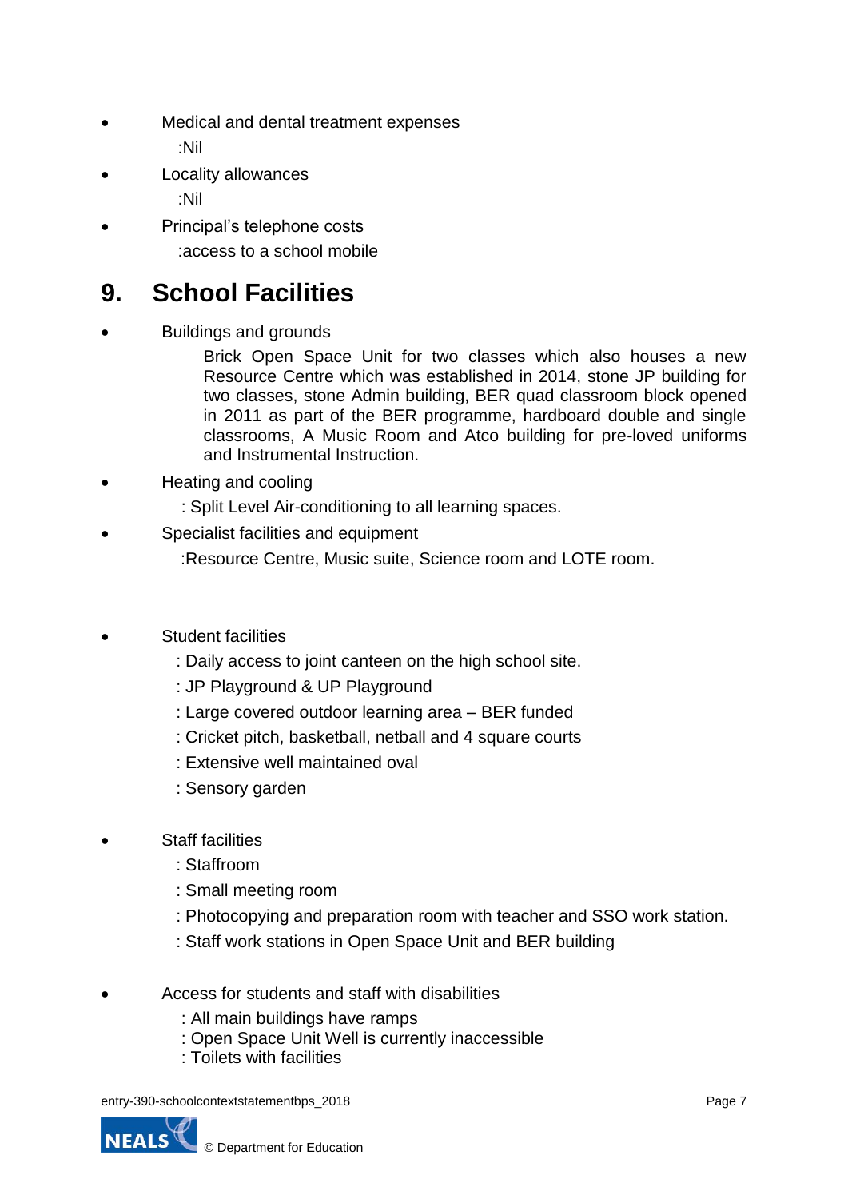- Medical and dental treatment expenses
  :Nil
- Locality allowances
  :Nil
- Principal's telephone costs
  :access to a school mobile

## 9. School Facilities

- Buildings and grounds

  Brick Open Space Unit for two classes which also houses a new Resource Centre which was established in 2014, stone JP building for two classes, stone Admin building, BER quad classroom block opened in 2011 as part of the BER programme, hardboard double and single classrooms, A Music Room and Atco building for pre-loved uniforms and Instrumental Instruction.

- Heating and cooling
  : Split Level Air-conditioning to all learning spaces.
- Specialist facilities and equipment
  :Resource Centre, Music suite, Science room and LOTE room.

- Student facilities
  : Daily access to joint canteen on the high school site.
  : JP Playground & UP Playground
  : Large covered outdoor learning area – BER funded
  : Cricket pitch, basketball, netball and 4 square courts
  : Extensive well maintained oval
  : Sensory garden

- Staff facilities
  : Staffroom
  : Small meeting room
  : Photocopying and preparation room with teacher and SSO work station.
  : Staff work stations in Open Space Unit and BER building

- Access for students and staff with disabilities
  : All main buildings have ramps
  : Open Space Unit Well is currently inaccessible
  : Toilets with facilities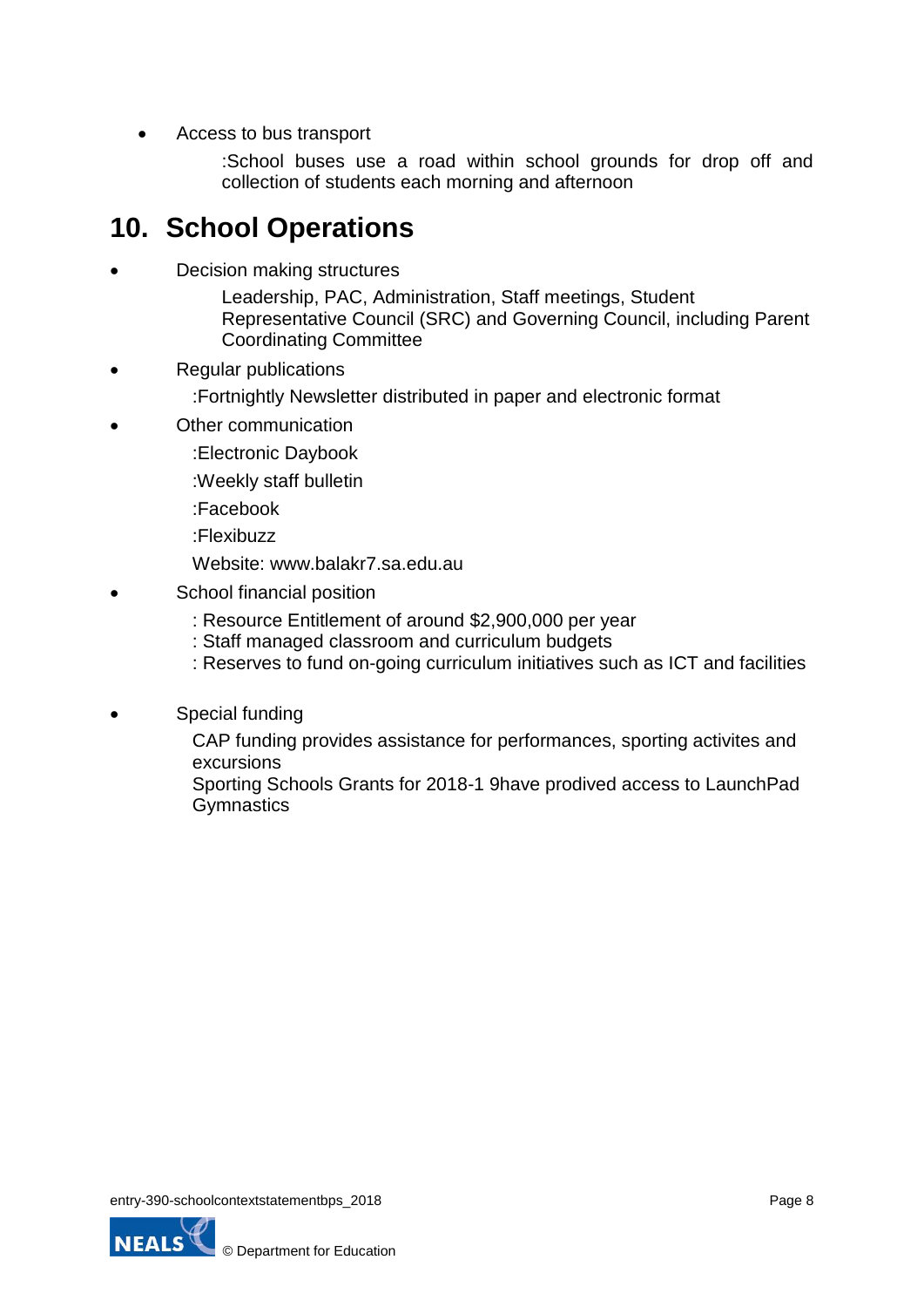- Access to bus transport

  :School buses use a road within school grounds for drop off and collection of students each morning and afternoon

## 10. School Operations

- Decision making structures

  Leadership, PAC, Administration, Staff meetings, Student Representative Council (SRC) and Governing Council, including Parent Coordinating Committee

- Regular publications

  :Fortnightly Newsletter distributed in paper and electronic format

- Other communication

  :Electronic Daybook

  :Weekly staff bulletin

  :Facebook

  :Flexibuzz

  Website: www.balakr7.sa.edu.au

- School financial position

  : Resource Entitlement of around $2,900,000 per year
  : Staff managed classroom and curriculum budgets
  : Reserves to fund on-going curriculum initiatives such as ICT and facilities

- Special funding

  CAP funding provides assistance for performances, sporting activites and excursions
  Sporting Schools Grants for 2018-1 9have prodived access to LaunchPad Gymnastics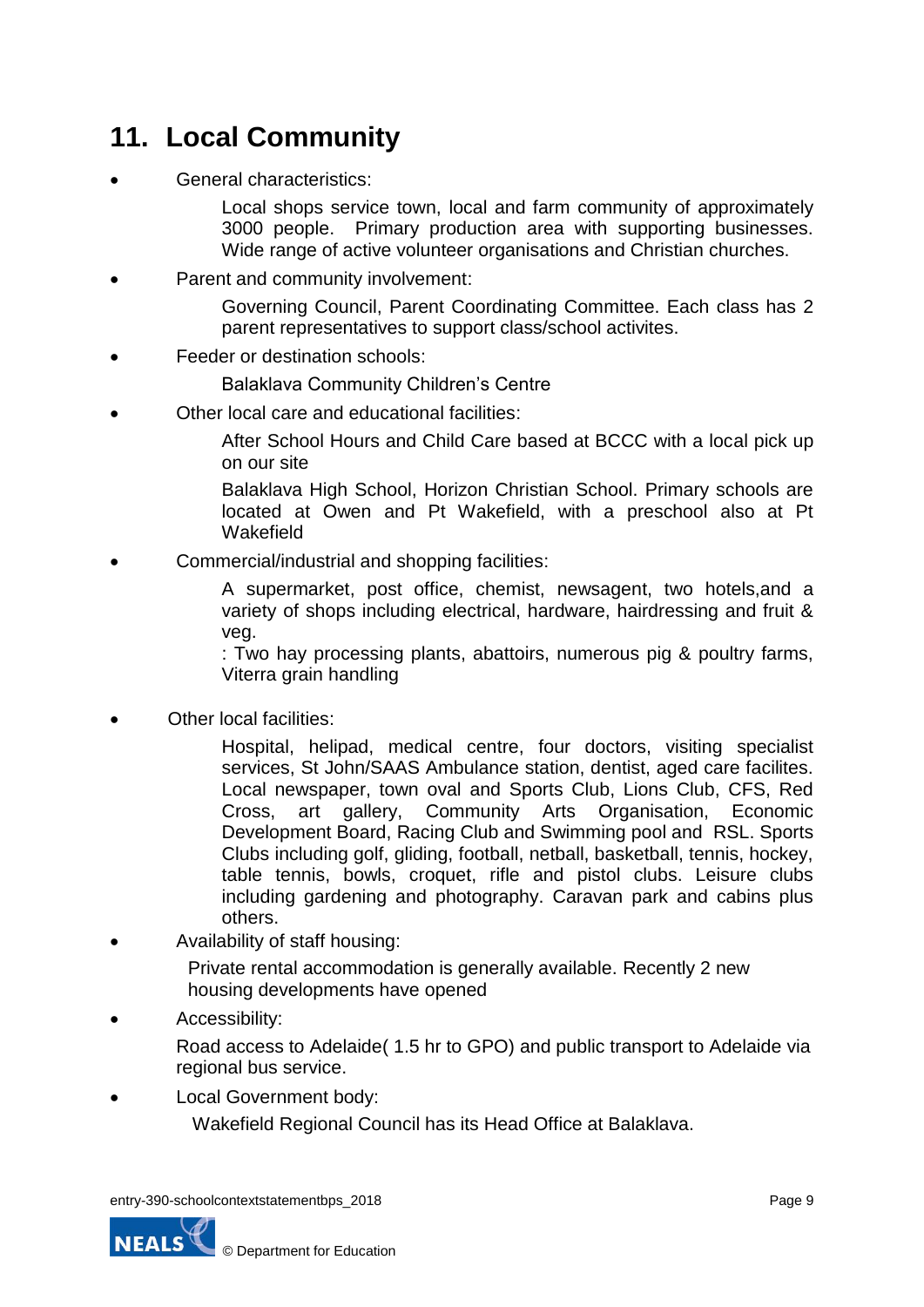# 11. Local Community

- General characteristics:

  Local shops service town, local and farm community of approximately 3000 people. Primary production area with supporting businesses. Wide range of active volunteer organisations and Christian churches.

- Parent and community involvement:

  Governing Council, Parent Coordinating Committee. Each class has 2 parent representatives to support class/school activites.

- Feeder or destination schools:

  Balaklava Community Children's Centre

- Other local care and educational facilities:

  After School Hours and Child Care based at BCCC with a local pick up on our site

  Balaklava High School, Horizon Christian School. Primary schools are located at Owen and Pt Wakefield, with a preschool also at Pt Wakefield

- Commercial/industrial and shopping facilities:

  A supermarket, post office, chemist, newsagent, two hotels,and a variety of shops including electrical, hardware, hairdressing and fruit & veg.

  : Two hay processing plants, abattoirs, numerous pig & poultry farms, Viterra grain handling

- Other local facilities:

  Hospital, helipad, medical centre, four doctors, visiting specialist services, St John/SAAS Ambulance station, dentist, aged care facilites. Local newspaper, town oval and Sports Club, Lions Club, CFS, Red Cross, art gallery, Community Arts Organisation, Economic Development Board, Racing Club and Swimming pool and RSL. Sports Clubs including golf, gliding, football, netball, basketball, tennis, hockey, table tennis, bowls, croquet, rifle and pistol clubs. Leisure clubs including gardening and photography. Caravan park and cabins plus others.

- Availability of staff housing:

  Private rental accommodation is generally available. Recently 2 new housing developments have opened

- Accessibility:

  Road access to Adelaide( 1.5 hr to GPO) and public transport to Adelaide via regional bus service.

- Local Government body:

  Wakefield Regional Council has its Head Office at Balaklava.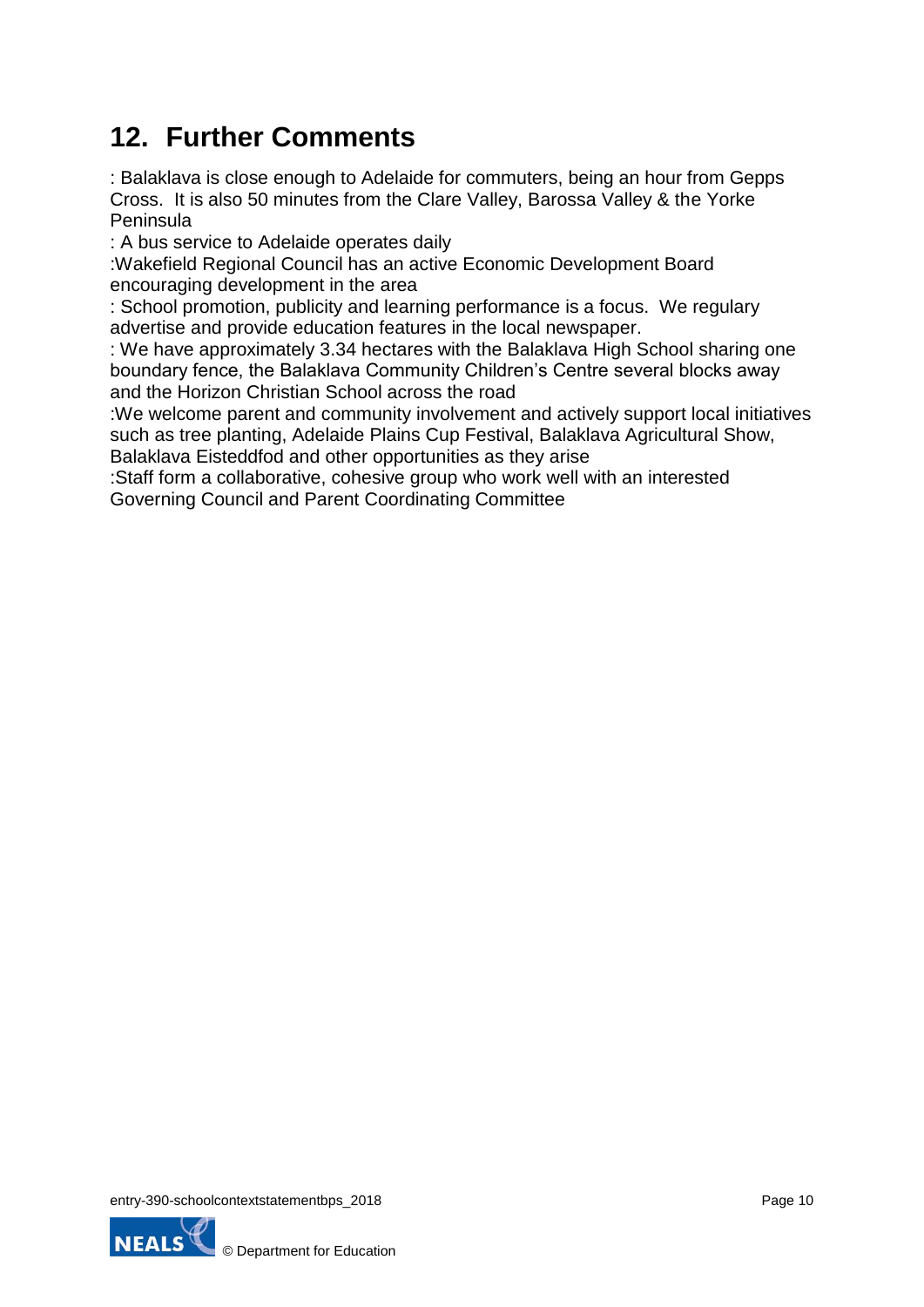## 12. Further Comments

: Balaklava is close enough to Adelaide for commuters, being an hour from Gepps Cross. It is also 50 minutes from the Clare Valley, Barossa Valley & the Yorke Peninsula

: A bus service to Adelaide operates daily

:Wakefield Regional Council has an active Economic Development Board encouraging development in the area

: School promotion, publicity and learning performance is a focus. We regulary advertise and provide education features in the local newspaper.

: We have approximately 3.34 hectares with the Balaklava High School sharing one boundary fence, the Balaklava Community Children's Centre several blocks away and the Horizon Christian School across the road

:We welcome parent and community involvement and actively support local initiatives such as tree planting, Adelaide Plains Cup Festival, Balaklava Agricultural Show, Balaklava Eisteddfod and other opportunities as they arise

:Staff form a collaborative, cohesive group who work well with an interested Governing Council and Parent Coordinating Committee